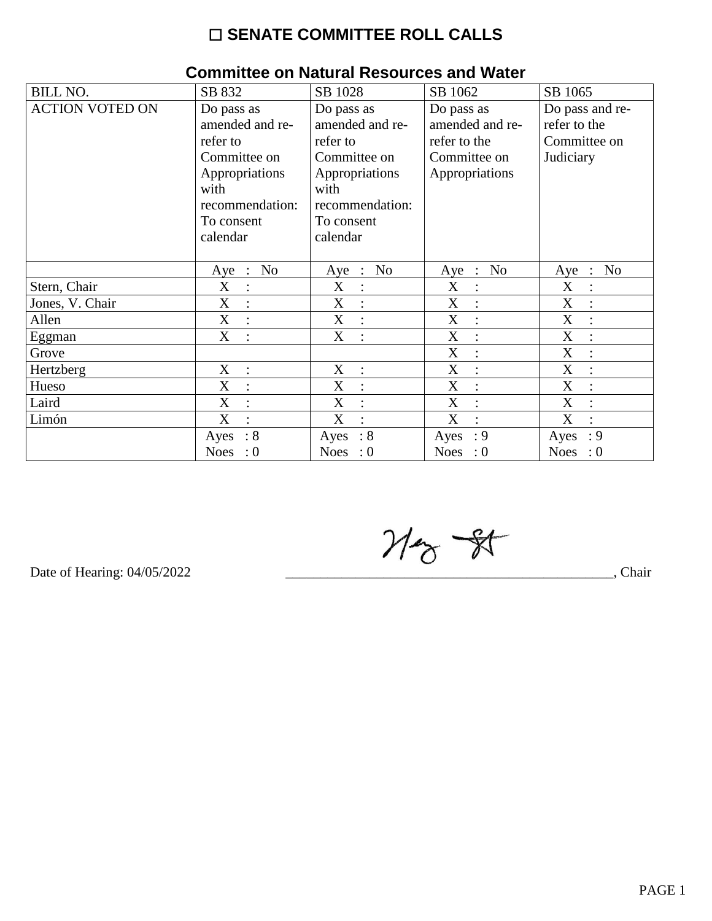# ☐ SENATE COMMITTEE ROLL CALLS

## Committee on Natural Resources and Water

| BILL NO. | SB 832 | SB 1028 | SB 1062 | SB 1065 |
|---|---|---|---|---|
| ACTION VOTED ON | Do pass as amended and re-refer to Committee on Appropriations with recommendation: To consent calendar | Do pass as amended and re-refer to Committee on Appropriations with recommendation: To consent calendar | Do pass as amended and re-refer to the Committee on Appropriations | Do pass and re-refer to the Committee on Judiciary |
| | Aye : No | Aye : No | Aye : No | Aye : No |
| Stern, Chair | X : | X : | X : | X : |
| Jones, V. Chair | X : | X : | X : | X : |
| Allen | X : | X : | X : | X : |
| Eggman | X : | X : | X : | X : |
| Grove | | | X : | X : |
| Hertzberg | X : | X : | X : | X : |
| Hueso | X : | X : | X : | X : |
| Laird | X : | X : | X : | X : |
| Limón | X : | X : | X : | X : |
| | Ayes : 8 Noes : 0 | Ayes : 8 Noes : 0 | Ayes : 9 Noes : 0 | Ayes : 9 Noes : 0 |

Date of Hearing: 04/05/2022

_______________________________________________, Chair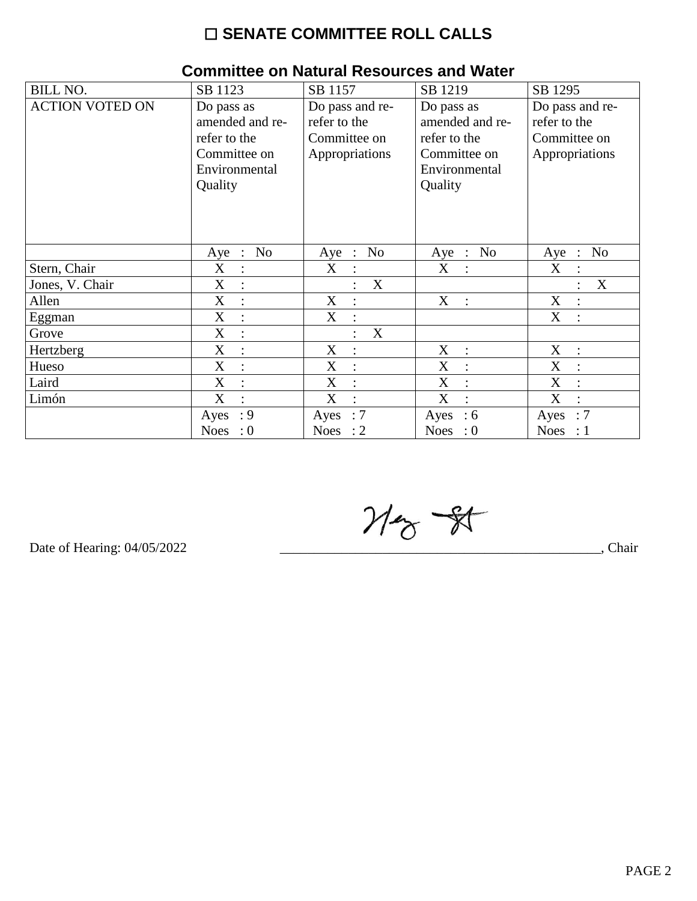## ☐ SENATE COMMITTEE ROLL CALLS

### Committee on Natural Resources and Water

| BILL NO. | SB 1123 | SB 1157 | SB 1219 | SB 1295 |
|---|---|---|---|---|
| ACTION VOTED ON | Do pass as amended and re-refer to the Committee on Environmental Quality | Do pass and re-refer to the Committee on Appropriations | Do pass as amended and re-refer to the Committee on Environmental Quality | Do pass and re-refer to the Committee on Appropriations |
| | Aye : No | Aye : No | Aye : No | Aye : No |
| Stern, Chair | X : | X : | X : | X : |
| Jones, V. Chair | X : | : X | | : X |
| Allen | X : | X : | X : | X : |
| Eggman | X : | X : | | X : |
| Grove | X : | : X | | |
| Hertzberg | X : | X : | X : | X : |
| Hueso | X : | X : | X : | X : |
| Laird | X : | X : | X : | X : |
| Limón | X : | X : | X : | X : |
| | Ayes : 9 Noes : 0 | Ayes : 7 Noes : 2 | Ayes : 6 Noes : 0 | Ayes : 7 Noes : 1 |

Date of Hearing: 04/05/2022

_______________________________________________, Chair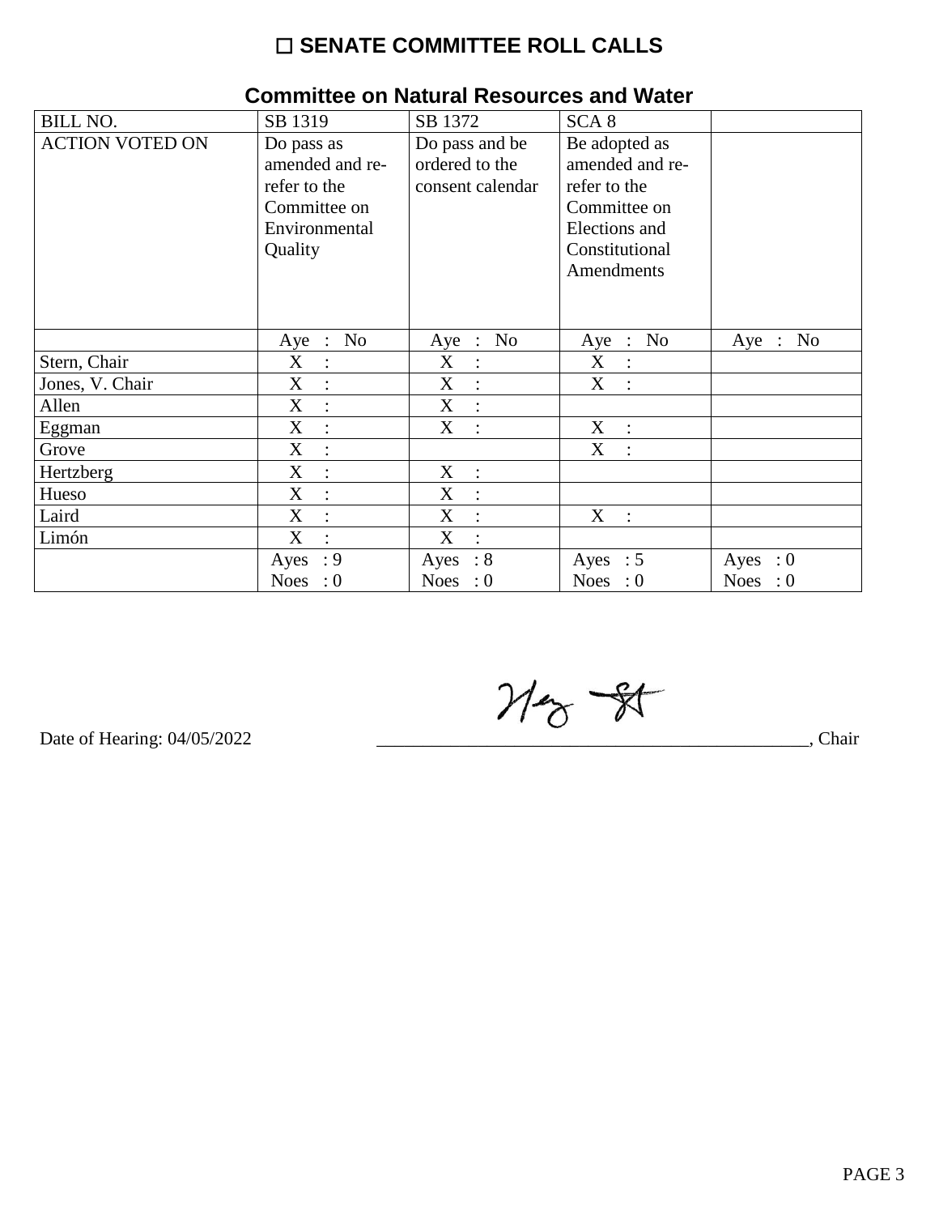# ☐ SENATE COMMITTEE ROLL CALLS

## Committee on Natural Resources and Water

| BILL NO. | SB 1319 | SB 1372 | SCA 8 | |
|---|---|---|---|---|
| ACTION VOTED ON | Do pass as amended and re-refer to the Committee on Environmental Quality | Do pass and be ordered to the consent calendar | Be adopted as amended and re-refer to the Committee on Elections and Constitutional Amendments | |
| | Aye : No | Aye : No | Aye : No | Aye : No |
| Stern, Chair | X : | X : | X : | |
| Jones, V. Chair | X : | X : | X : | |
| Allen | X : | X : | | |
| Eggman | X : | X : | X : | |
| Grove | X : | | X : | |
| Hertzberg | X : | X : | | |
| Hueso | X : | X : | | |
| Laird | X : | X : | X : | |
| Limón | X : | X : | | |
| | Ayes : 9<br>Noes : 0 | Ayes : 8<br>Noes : 0 | Ayes : 5<br>Noes : 0 | Ayes : 0<br>Noes : 0 |

Date of Hearing: 04/05/2022

_______________________________________________, Chair